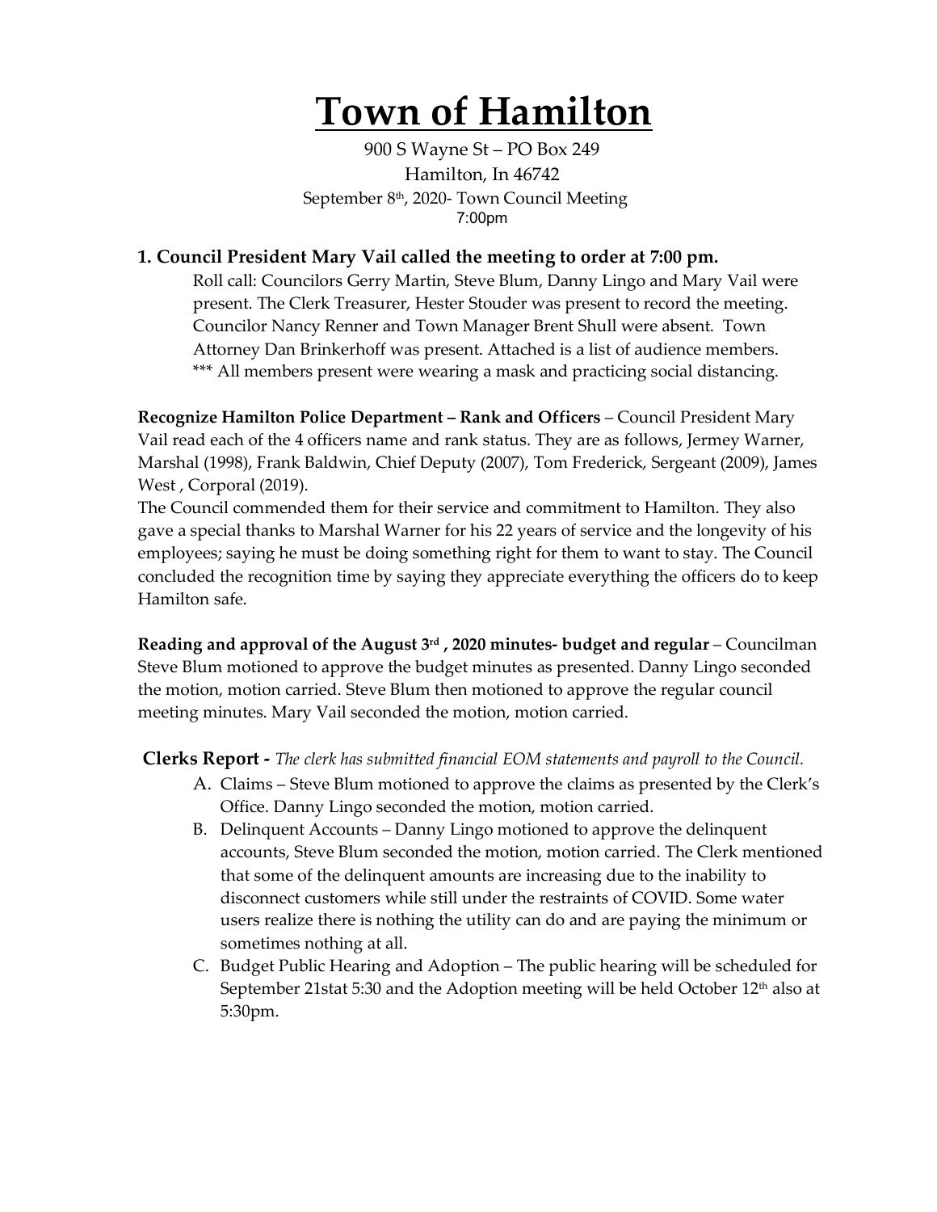# Town of Hamilton

900 S Wayne St – PO Box 249
Hamilton, In 46742
September 8th, 2020- Town Council Meeting
7:00pm

### 1. Council President Mary Vail called the meeting to order at 7:00 pm.

Roll call: Councilors Gerry Martin, Steve Blum, Danny Lingo and Mary Vail were present. The Clerk Treasurer, Hester Stouder was present to record the meeting. Councilor Nancy Renner and Town Manager Brent Shull were absent. Town Attorney Dan Brinkerhoff was present. Attached is a list of audience members.
*** All members present were wearing a mask and practicing social distancing.

**Recognize Hamilton Police Department – Rank and Officers** – Council President Mary Vail read each of the 4 officers name and rank status. They are as follows, Jermey Warner, Marshal (1998), Frank Baldwin, Chief Deputy (2007), Tom Frederick, Sergeant (2009), James West , Corporal (2019).
The Council commended them for their service and commitment to Hamilton. They also gave a special thanks to Marshal Warner for his 22 years of service and the longevity of his employees; saying he must be doing something right for them to want to stay. The Council concluded the recognition time by saying they appreciate everything the officers do to keep Hamilton safe.

**Reading and approval of the August 3rd , 2020 minutes- budget and regular** – Councilman Steve Blum motioned to approve the budget minutes as presented. Danny Lingo seconded the motion, motion carried. Steve Blum then motioned to approve the regular council meeting minutes. Mary Vail seconded the motion, motion carried.

**Clerks Report -** *The clerk has submitted financial EOM statements and payroll to the Council.*

A. Claims – Steve Blum motioned to approve the claims as presented by the Clerk's Office. Danny Lingo seconded the motion, motion carried.
B. Delinquent Accounts – Danny Lingo motioned to approve the delinquent accounts, Steve Blum seconded the motion, motion carried. The Clerk mentioned that some of the delinquent amounts are increasing due to the inability to disconnect customers while still under the restraints of COVID. Some water users realize there is nothing the utility can do and are paying the minimum or sometimes nothing at all.
C. Budget Public Hearing and Adoption – The public hearing will be scheduled for September 21stat 5:30 and the Adoption meeting will be held October 12th also at 5:30pm.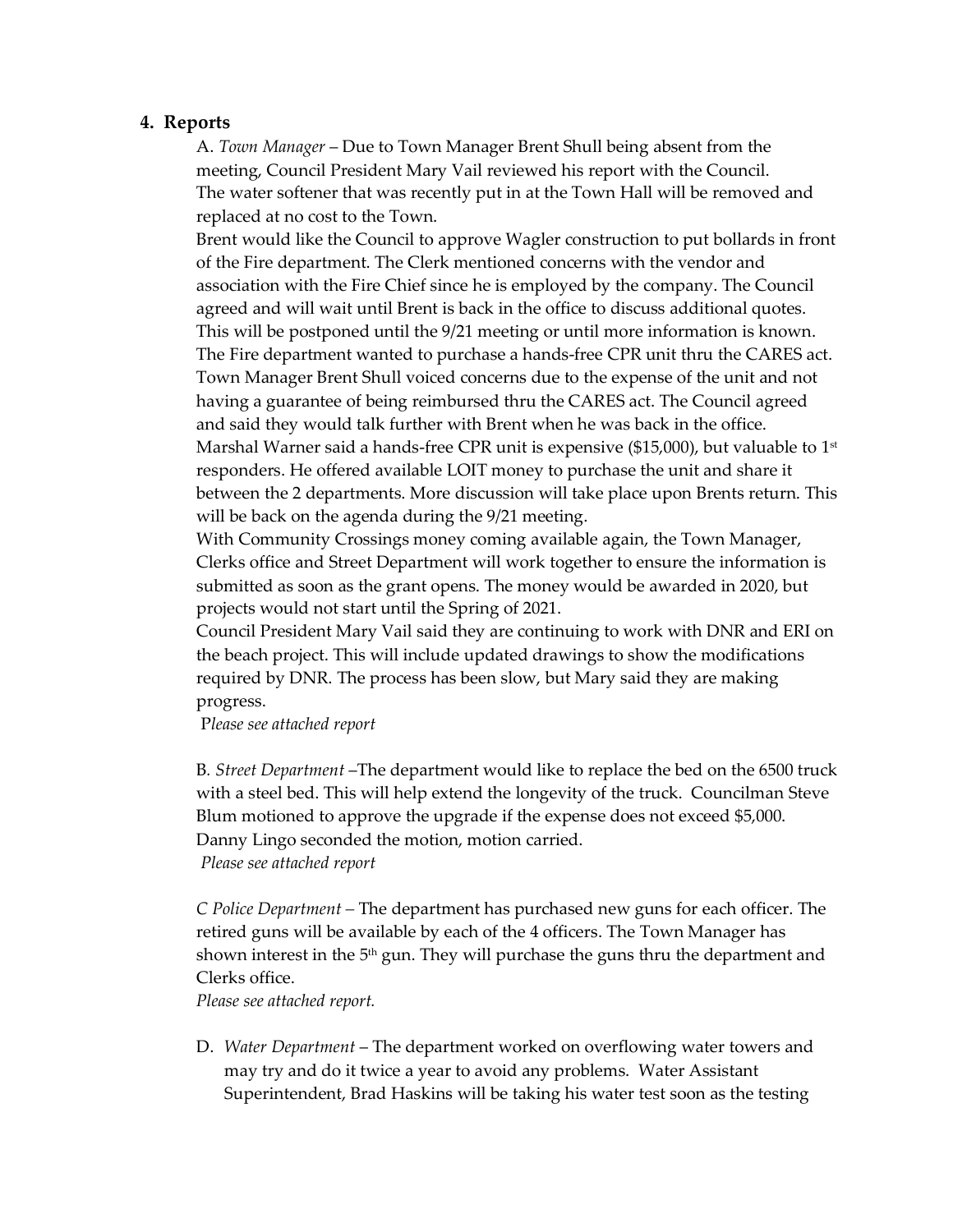## 4. Reports

A. *Town Manager* – Due to Town Manager Brent Shull being absent from the meeting, Council President Mary Vail reviewed his report with the Council. The water softener that was recently put in at the Town Hall will be removed and replaced at no cost to the Town.

Brent would like the Council to approve Wagler construction to put bollards in front of the Fire department. The Clerk mentioned concerns with the vendor and association with the Fire Chief since he is employed by the company. The Council agreed and will wait until Brent is back in the office to discuss additional quotes. This will be postponed until the 9/21 meeting or until more information is known. The Fire department wanted to purchase a hands-free CPR unit thru the CARES act. Town Manager Brent Shull voiced concerns due to the expense of the unit and not having a guarantee of being reimbursed thru the CARES act. The Council agreed and said they would talk further with Brent when he was back in the office. Marshal Warner said a hands-free CPR unit is expensive ($15,000), but valuable to 1st responders. He offered available LOIT money to purchase the unit and share it between the 2 departments. More discussion will take place upon Brents return. This will be back on the agenda during the 9/21 meeting.

With Community Crossings money coming available again, the Town Manager, Clerks office and Street Department will work together to ensure the information is submitted as soon as the grant opens. The money would be awarded in 2020, but projects would not start until the Spring of 2021.

Council President Mary Vail said they are continuing to work with DNR and ERI on the beach project. This will include updated drawings to show the modifications required by DNR. The process has been slow, but Mary said they are making progress.

P*lease see attached report*

B. *Street Department* –The department would like to replace the bed on the 6500 truck with a steel bed. This will help extend the longevity of the truck. Councilman Steve Blum motioned to approve the upgrade if the expense does not exceed $5,000. Danny Lingo seconded the motion, motion carried.

*Please see attached report*

*C Police Department –* The department has purchased new guns for each officer. The retired guns will be available by each of the 4 officers. The Town Manager has shown interest in the 5th gun. They will purchase the guns thru the department and Clerks office.

*Please see attached report.*

D. *Water Department* – The department worked on overflowing water towers and may try and do it twice a year to avoid any problems. Water Assistant Superintendent, Brad Haskins will be taking his water test soon as the testing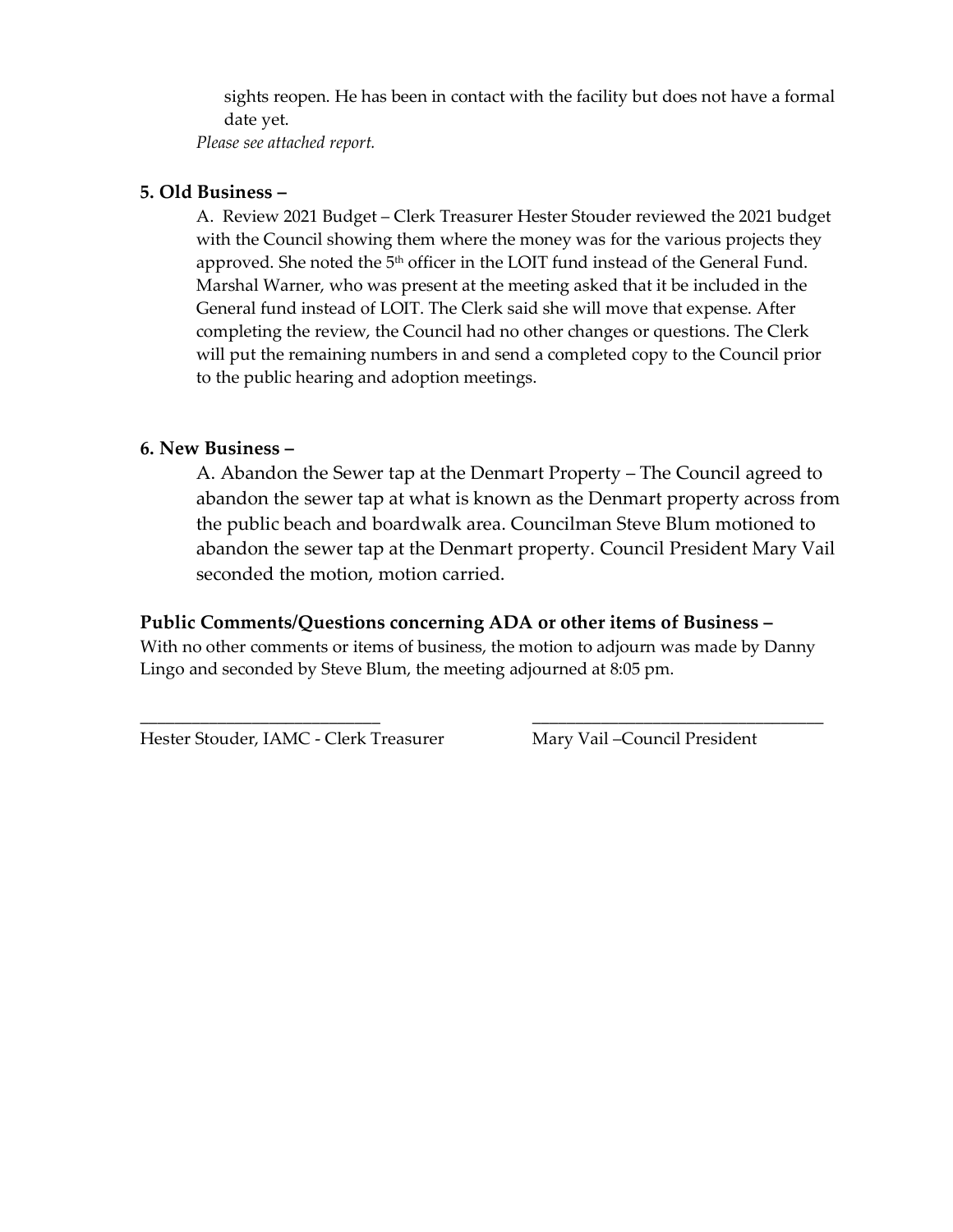sights reopen. He has been in contact with the facility but does not have a formal date yet.

*Please see attached report.*

**5. Old Business –**

A. Review 2021 Budget – Clerk Treasurer Hester Stouder reviewed the 2021 budget with the Council showing them where the money was for the various projects they approved. She noted the 5th officer in the LOIT fund instead of the General Fund. Marshal Warner, who was present at the meeting asked that it be included in the General fund instead of LOIT. The Clerk said she will move that expense. After completing the review, the Council had no other changes or questions. The Clerk will put the remaining numbers in and send a completed copy to the Council prior to the public hearing and adoption meetings.

**6. New Business –**

A. Abandon the Sewer tap at the Denmart Property – The Council agreed to abandon the sewer tap at what is known as the Denmart property across from the public beach and boardwalk area. Councilman Steve Blum motioned to abandon the sewer tap at the Denmart property. Council President Mary Vail seconded the motion, motion carried.

**Public Comments/Questions concerning ADA or other items of Business –**

With no other comments or items of business, the motion to adjourn was made by Danny Lingo and seconded by Steve Blum, the meeting adjourned at 8:05 pm.

\_\_\_\_\_\_\_\_\_\_\_\_\_\_\_\_\_\_\_\_\_\_\_\_\_\_\_\_ \_\_\_\_\_\_\_\_\_\_\_\_\_\_\_\_\_\_\_\_\_\_\_\_\_\_\_\_\_\_\_\_\_\_

Hester Stouder, IAMC - Clerk Treasurer Mary Vail –Council President